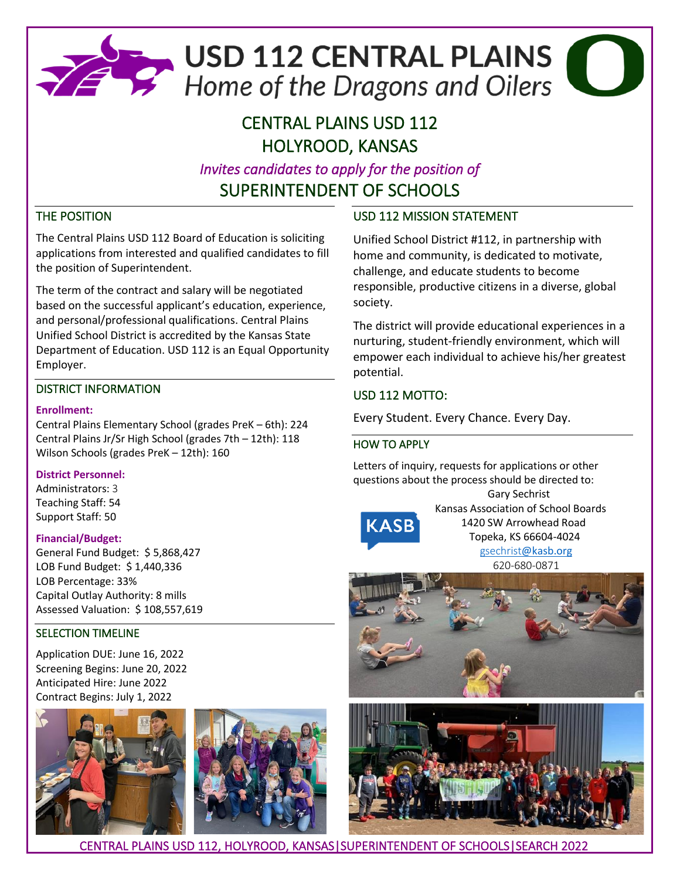# USD 112 CENTRAL PLAINS

*Home of the Dragons and Oilers*

## CENTRAL PLAINS USD 112
## HOLYROOD, KANSAS

*Invites candidates to apply for the position of*

## SUPERINTENDENT OF SCHOOLS

### THE POSITION

The Central Plains USD 112 Board of Education is soliciting applications from interested and qualified candidates to fill the position of Superintendent.

The term of the contract and salary will be negotiated based on the successful applicant's education, experience, and personal/professional qualifications. Central Plains Unified School District is accredited by the Kansas State Department of Education. USD 112 is an Equal Opportunity Employer.

### DISTRICT INFORMATION

**Enrollment:**

Central Plains Elementary School (grades PreK – 6th): 224
Central Plains Jr/Sr High School (grades 7th – 12th): 118
Wilson Schools (grades PreK – 12th): 160

**District Personnel:**

Administrators: 3
Teaching Staff: 54
Support Staff: 50

**Financial/Budget:**

General Fund Budget: $ 5,868,427
LOB Fund Budget: $ 1,440,336
LOB Percentage: 33%
Capital Outlay Authority: 8 mills
Assessed Valuation: $ 108,557,619

### SELECTION TIMELINE

Application DUE: June 16, 2022
Screening Begins: June 20, 2022
Anticipated Hire: June 2022
Contract Begins: July 1, 2022

### USD 112 MISSION STATEMENT

Unified School District #112, in partnership with home and community, is dedicated to motivate, challenge, and educate students to become responsible, productive citizens in a diverse, global society.

The district will provide educational experiences in a nurturing, student-friendly environment, which will empower each individual to achieve his/her greatest potential.

### USD 112 MOTTO:

Every Student. Every Chance. Every Day.

### HOW TO APPLY

Letters of inquiry, requests for applications or other questions about the process should be directed to:

Gary Sechrist
Kansas Association of School Boards
1420 SW Arrowhead Road
Topeka, KS 66604-4024
gsechrist@kasb.org
620-680-0871

CENTRAL PLAINS USD 112, HOLYROOD, KANSAS | SUPERINTENDENT OF SCHOOLS | SEARCH 2022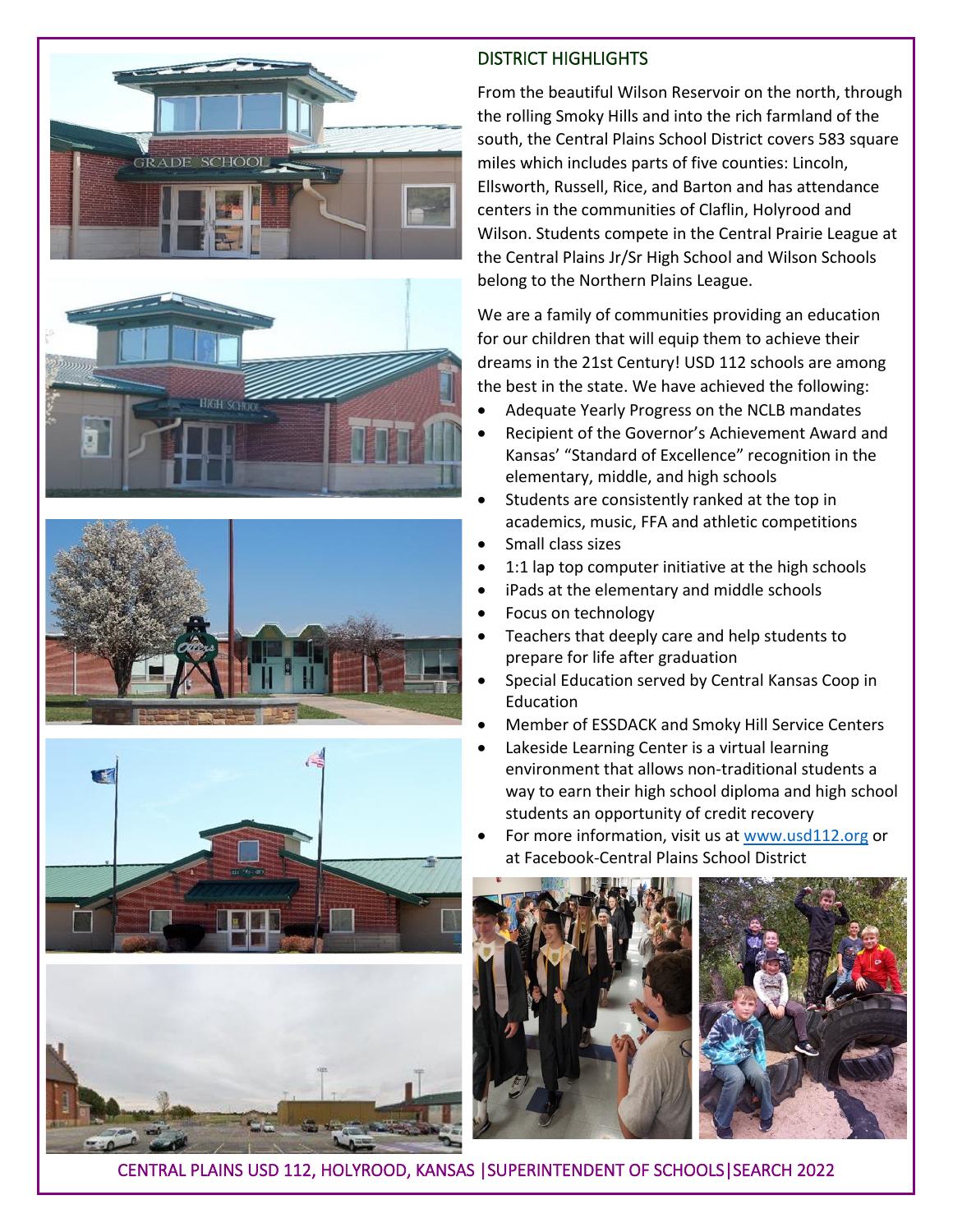## DISTRICT HIGHLIGHTS

From the beautiful Wilson Reservoir on the north, through the rolling Smoky Hills and into the rich farmland of the south, the Central Plains School District covers 583 square miles which includes parts of five counties: Lincoln, Ellsworth, Russell, Rice, and Barton and has attendance centers in the communities of Claflin, Holyrood and Wilson. Students compete in the Central Prairie League at the Central Plains Jr/Sr High School and Wilson Schools belong to the Northern Plains League.

We are a family of communities providing an education for our children that will equip them to achieve their dreams in the 21st Century! USD 112 schools are among the best in the state. We have achieved the following:

- Adequate Yearly Progress on the NCLB mandates
- Recipient of the Governor's Achievement Award and Kansas' "Standard of Excellence" recognition in the elementary, middle, and high schools
- Students are consistently ranked at the top in academics, music, FFA and athletic competitions
- Small class sizes
- 1:1 lap top computer initiative at the high schools
- iPads at the elementary and middle schools
- Focus on technology
- Teachers that deeply care and help students to prepare for life after graduation
- Special Education served by Central Kansas Coop in Education
- Member of ESSDACK and Smoky Hill Service Centers
- Lakeside Learning Center is a virtual learning environment that allows non-traditional students a way to earn their high school diploma and high school students an opportunity of credit recovery
- For more information, visit us at www.usd112.org or at Facebook-Central Plains School District